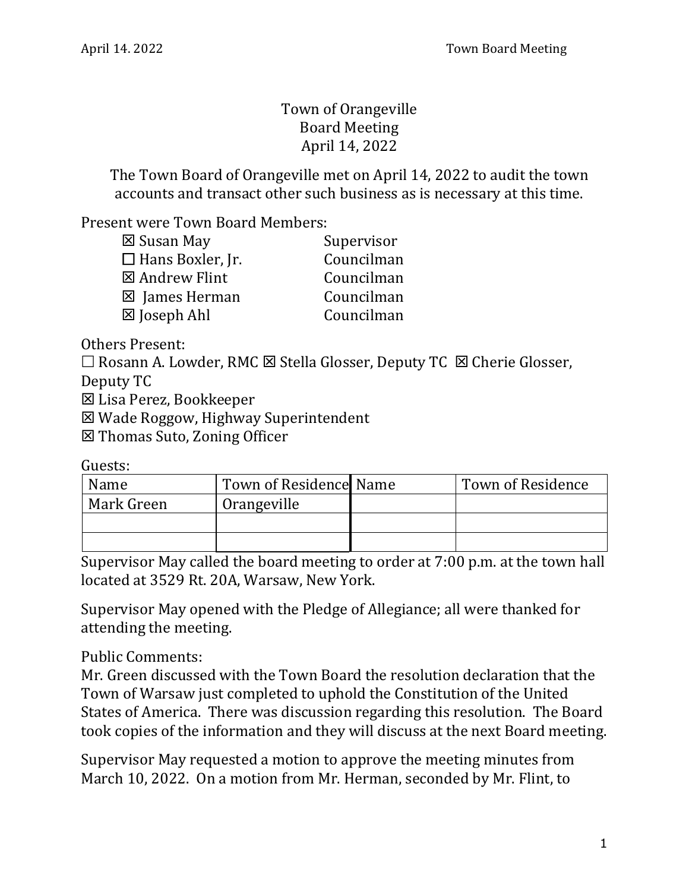# Town of Orangeville
## Board Meeting
## April 14, 2022

The Town Board of Orangeville met on April 14, 2022 to audit the town accounts and transact other such business as is necessary at this time.

Present were Town Board Members:

| | |
|---|---|
| ☒ Susan May | Supervisor |
| ☐ Hans Boxler, Jr. | Councilman |
| ☒ Andrew Flint | Councilman |
| ☒ James Herman | Councilman |
| ☒ Joseph Ahl | Councilman |

Others Present:

☐ Rosann A. Lowder, RMC ☒ Stella Glosser, Deputy TC ☒ Cherie Glosser, Deputy TC

☒ Lisa Perez, Bookkeeper

☒ Wade Roggow, Highway Superintendent

☒ Thomas Suto, Zoning Officer

Guests:

| Name | Town of Residence | Name | Town of Residence |
|---|---|---|---|
| Mark Green | Orangeville | | |
| | | | |
| | | | |

Supervisor May called the board meeting to order at 7:00 p.m. at the town hall located at 3529 Rt. 20A, Warsaw, New York.

Supervisor May opened with the Pledge of Allegiance; all were thanked for attending the meeting.

Public Comments:

Mr. Green discussed with the Town Board the resolution declaration that the Town of Warsaw just completed to uphold the Constitution of the United States of America. There was discussion regarding this resolution. The Board took copies of the information and they will discuss at the next Board meeting.

Supervisor May requested a motion to approve the meeting minutes from March 10, 2022. On a motion from Mr. Herman, seconded by Mr. Flint, to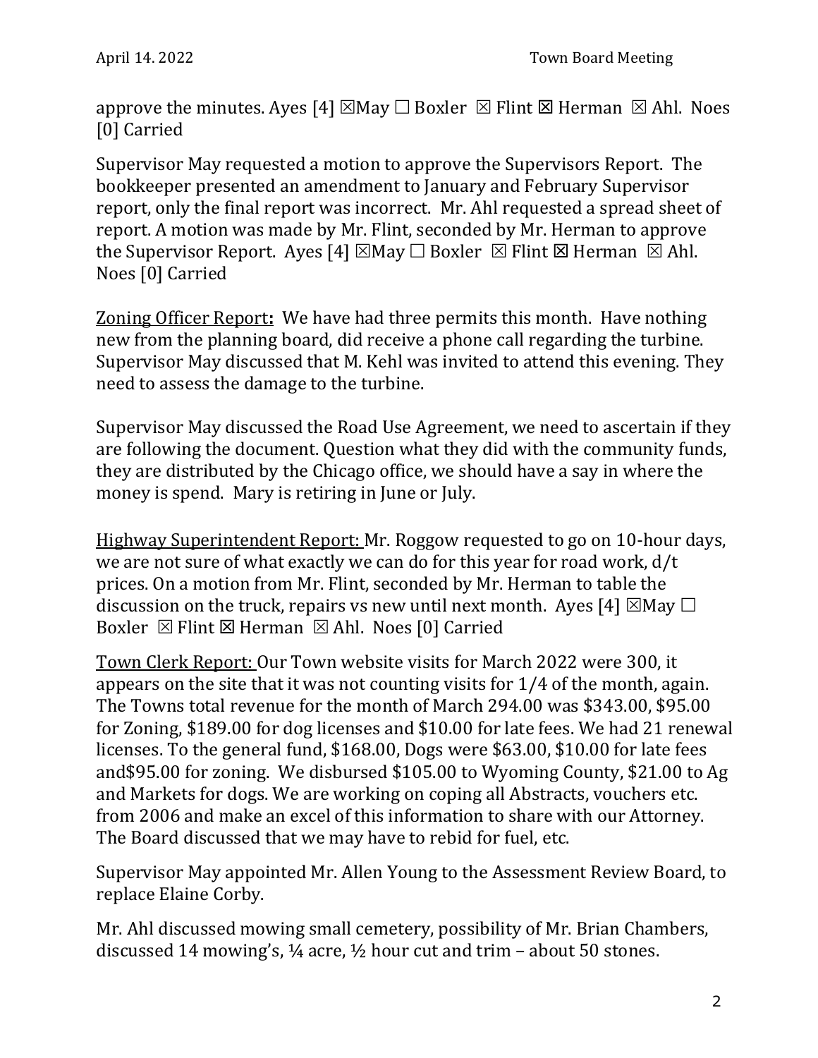approve the minutes. Ayes [4] ☒May ☐ Boxler ☒ Flint ☒ Herman ☒ Ahl. Noes [0] Carried

Supervisor May requested a motion to approve the Supervisors Report. The bookkeeper presented an amendment to January and February Supervisor report, only the final report was incorrect. Mr. Ahl requested a spread sheet of report. A motion was made by Mr. Flint, seconded by Mr. Herman to approve the Supervisor Report. Ayes [4] ☒May ☐ Boxler ☒ Flint ☒ Herman ☒ Ahl. Noes [0] Carried

<u>Zoning Officer Report</u>**:** We have had three permits this month. Have nothing new from the planning board, did receive a phone call regarding the turbine. Supervisor May discussed that M. Kehl was invited to attend this evening. They need to assess the damage to the turbine.

Supervisor May discussed the Road Use Agreement, we need to ascertain if they are following the document. Question what they did with the community funds, they are distributed by the Chicago office, we should have a say in where the money is spend. Mary is retiring in June or July.

<u>Highway Superintendent Report:</u> Mr. Roggow requested to go on 10-hour days, we are not sure of what exactly we can do for this year for road work, d/t prices. On a motion from Mr. Flint, seconded by Mr. Herman to table the discussion on the truck, repairs vs new until next month. Ayes [4] ☒May ☐ Boxler ☒ Flint ☒ Herman ☒ Ahl. Noes [0] Carried

<u>Town Clerk Report:</u> Our Town website visits for March 2022 were 300, it appears on the site that it was not counting visits for 1/4 of the month, again. The Towns total revenue for the month of March 294.00 was $343.00, $95.00 for Zoning, $189.00 for dog licenses and $10.00 for late fees. We had 21 renewal licenses. To the general fund, $168.00, Dogs were $63.00, $10.00 for late fees and$95.00 for zoning. We disbursed $105.00 to Wyoming County, $21.00 to Ag and Markets for dogs. We are working on coping all Abstracts, vouchers etc. from 2006 and make an excel of this information to share with our Attorney. The Board discussed that we may have to rebid for fuel, etc.

Supervisor May appointed Mr. Allen Young to the Assessment Review Board, to replace Elaine Corby.

Mr. Ahl discussed mowing small cemetery, possibility of Mr. Brian Chambers, discussed 14 mowing's, ¼ acre, ½ hour cut and trim – about 50 stones.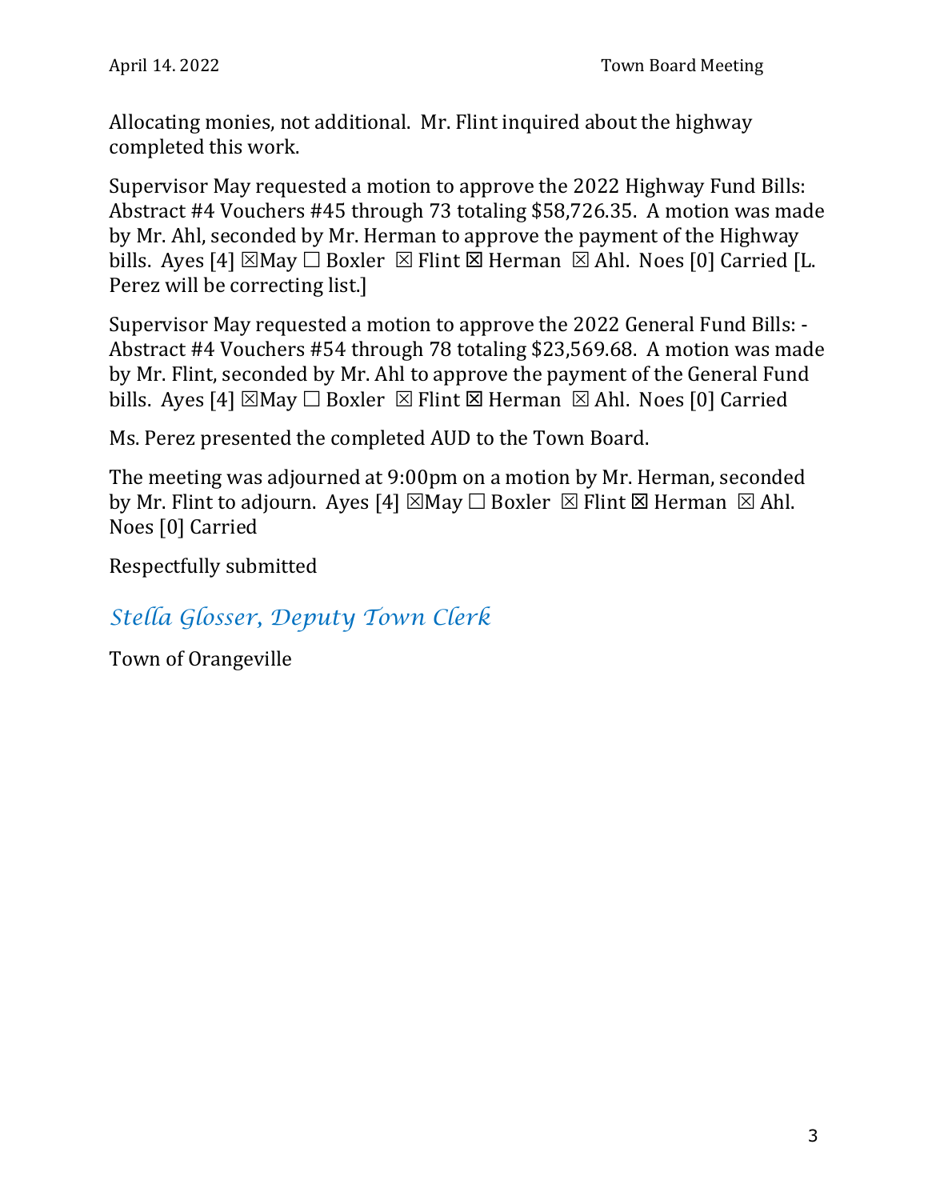Allocating monies, not additional. Mr. Flint inquired about the highway completed this work.

Supervisor May requested a motion to approve the 2022 Highway Fund Bills: Abstract #4 Vouchers #45 through 73 totaling $58,726.35. A motion was made by Mr. Ahl, seconded by Mr. Herman to approve the payment of the Highway bills. Ayes [4] ☒May ☐ Boxler ☒ Flint ☒ Herman ☒ Ahl. Noes [0] Carried [L. Perez will be correcting list.]

Supervisor May requested a motion to approve the 2022 General Fund Bills: - Abstract #4 Vouchers #54 through 78 totaling $23,569.68. A motion was made by Mr. Flint, seconded by Mr. Ahl to approve the payment of the General Fund bills. Ayes [4] ☒May ☐ Boxler ☒ Flint ☒ Herman ☒ Ahl. Noes [0] Carried

Ms. Perez presented the completed AUD to the Town Board.

The meeting was adjourned at 9:00pm on a motion by Mr. Herman, seconded by Mr. Flint to adjourn. Ayes [4] ☒May ☐ Boxler ☒ Flint ☒ Herman ☒ Ahl. Noes [0] Carried

Respectfully submitted

*Stella Glosser, Deputy Town Clerk*

Town of Orangeville